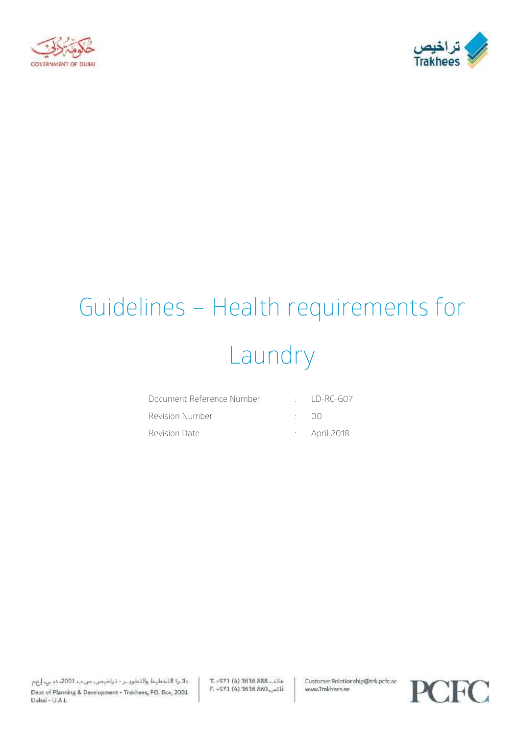# Guidelines – Health requirements for Laundry

| | | |
|---|---|---|
| Document Reference Number | : | LD-RC-G07 |
| Revision Number | : | 00 |
| Revision Date | : | April 2018 |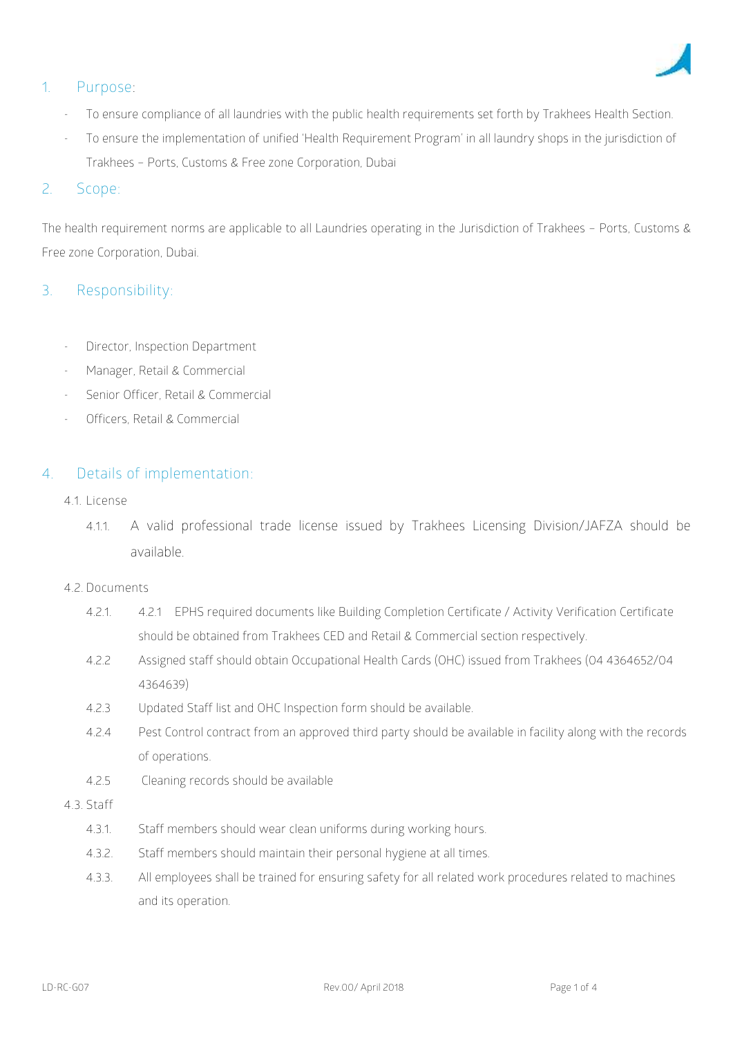## 1. Purpose:

- To ensure compliance of all laundries with the public health requirements set forth by Trakhees Health Section.
- To ensure the implementation of unified 'Health Requirement Program' in all laundry shops in the jurisdiction of Trakhees – Ports, Customs & Free zone Corporation, Dubai

## 2. Scope:

The health requirement norms are applicable to all Laundries operating in the Jurisdiction of Trakhees – Ports, Customs & Free zone Corporation, Dubai.

## 3. Responsibility:

- Director, Inspection Department
- Manager, Retail & Commercial
- Senior Officer, Retail & Commercial
- Officers, Retail & Commercial

## 4. Details of implementation:

4.1. License

4.1.1. A valid professional trade license issued by Trakhees Licensing Division/JAFZA should be available.

4.2. Documents

4.2.1. 4.2.1 EPHS required documents like Building Completion Certificate / Activity Verification Certificate should be obtained from Trakhees CED and Retail & Commercial section respectively.

4.2.2 Assigned staff should obtain Occupational Health Cards (OHC) issued from Trakhees (04 4364652/04 4364639)

4.2.3 Updated Staff list and OHC Inspection form should be available.

4.2.4 Pest Control contract from an approved third party should be available in facility along with the records of operations.

4.2.5 Cleaning records should be available

4.3. Staff

4.3.1. Staff members should wear clean uniforms during working hours.

4.3.2. Staff members should maintain their personal hygiene at all times.

4.3.3. All employees shall be trained for ensuring safety for all related work procedures related to machines and its operation.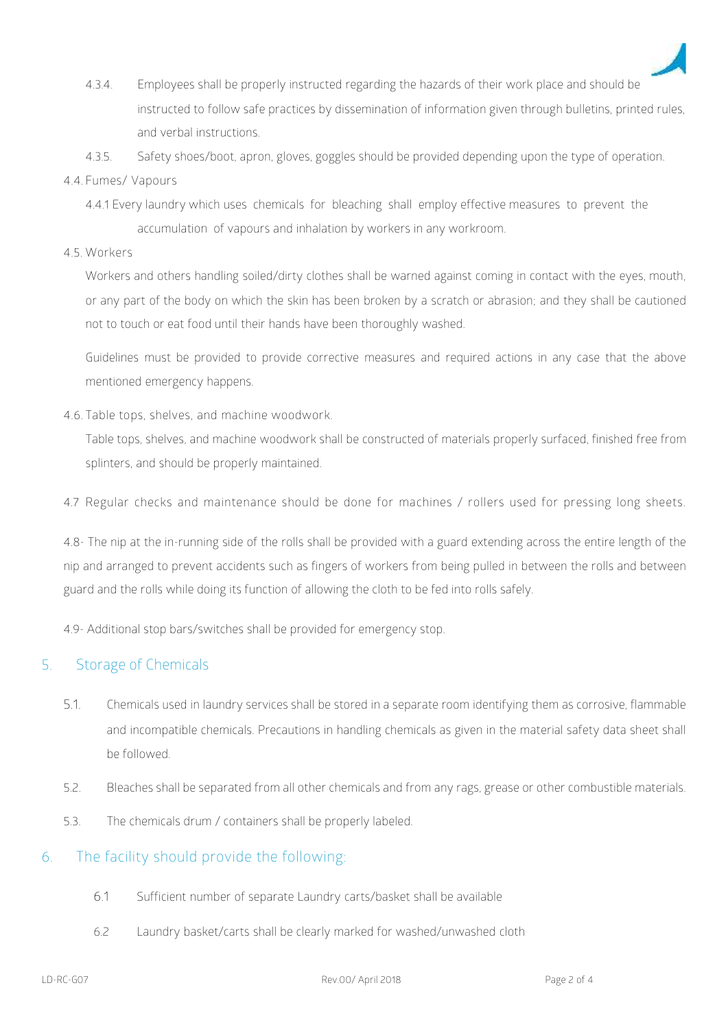4.3.4. Employees shall be properly instructed regarding the hazards of their work place and should be instructed to follow safe practices by dissemination of information given through bulletins, printed rules, and verbal instructions.

4.3.5. Safety shoes/boot, apron, gloves, goggles should be provided depending upon the type of operation.

4.4. Fumes/ Vapours

4.4.1 Every laundry which uses chemicals for bleaching shall employ effective measures to prevent the accumulation of vapours and inhalation by workers in any workroom.

4.5. Workers

Workers and others handling soiled/dirty clothes shall be warned against coming in contact with the eyes, mouth, or any part of the body on which the skin has been broken by a scratch or abrasion; and they shall be cautioned not to touch or eat food until their hands have been thoroughly washed.

Guidelines must be provided to provide corrective measures and required actions in any case that the above mentioned emergency happens.

4.6. Table tops, shelves, and machine woodwork.

Table tops, shelves, and machine woodwork shall be constructed of materials properly surfaced, finished free from splinters, and should be properly maintained.

4.7 Regular checks and maintenance should be done for machines / rollers used for pressing long sheets.

4.8- The nip at the in-running side of the rolls shall be provided with a guard extending across the entire length of the nip and arranged to prevent accidents such as fingers of workers from being pulled in between the rolls and between guard and the rolls while doing its function of allowing the cloth to be fed into rolls safely.

4.9- Additional stop bars/switches shall be provided for emergency stop.

## 5. Storage of Chemicals

5.1. Chemicals used in laundry services shall be stored in a separate room identifying them as corrosive, flammable and incompatible chemicals. Precautions in handling chemicals as given in the material safety data sheet shall be followed.

5.2. Bleaches shall be separated from all other chemicals and from any rags, grease or other combustible materials.

5.3. The chemicals drum / containers shall be properly labeled.

## 6. The facility should provide the following:

6.1 Sufficient number of separate Laundry carts/basket shall be available

6.2 Laundry basket/carts shall be clearly marked for washed/unwashed cloth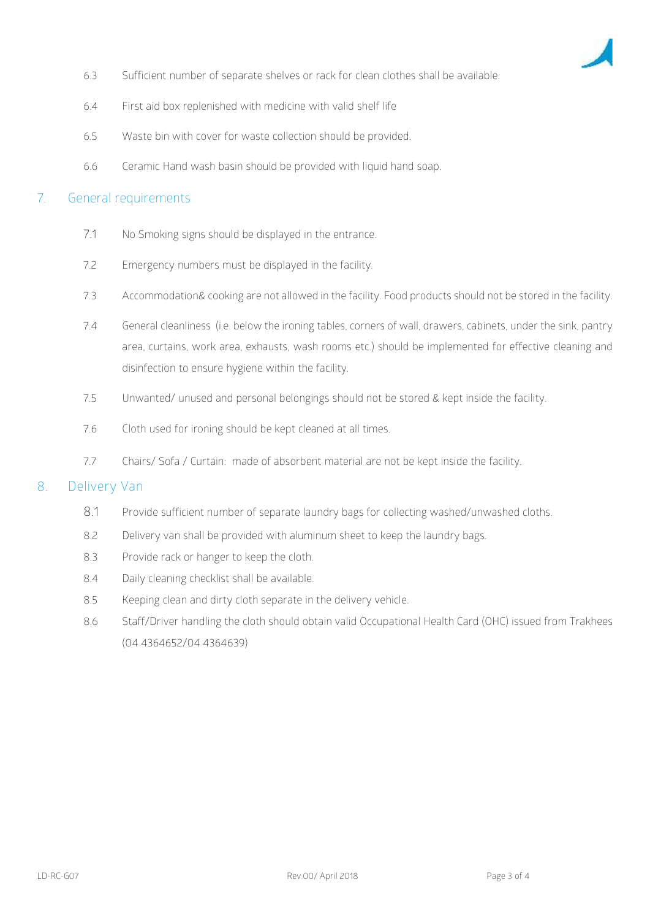6.3 Sufficient number of separate shelves or rack for clean clothes shall be available.

6.4 First aid box replenished with medicine with valid shelf life

6.5 Waste bin with cover for waste collection should be provided.

6.6 Ceramic Hand wash basin should be provided with liquid hand soap.

## 7. General requirements

7.1 No Smoking signs should be displayed in the entrance.

7.2 Emergency numbers must be displayed in the facility.

7.3 Accommodation& cooking are not allowed in the facility. Food products should not be stored in the facility.

7.4 General cleanliness (i.e. below the ironing tables, corners of wall, drawers, cabinets, under the sink, pantry area, curtains, work area, exhausts, wash rooms etc.) should be implemented for effective cleaning and disinfection to ensure hygiene within the facility.

7.5 Unwanted/ unused and personal belongings should not be stored & kept inside the facility.

7.6 Cloth used for ironing should be kept cleaned at all times.

7.7 Chairs/ Sofa / Curtain: made of absorbent material are not be kept inside the facility.

## 8. Delivery Van

8.1 Provide sufficient number of separate laundry bags for collecting washed/unwashed cloths.

8.2 Delivery van shall be provided with aluminum sheet to keep the laundry bags.

8.3 Provide rack or hanger to keep the cloth.

8.4 Daily cleaning checklist shall be available.

8.5 Keeping clean and dirty cloth separate in the delivery vehicle.

8.6 Staff/Driver handling the cloth should obtain valid Occupational Health Card (OHC) issued from Trakhees (04 4364652/04 4364639)